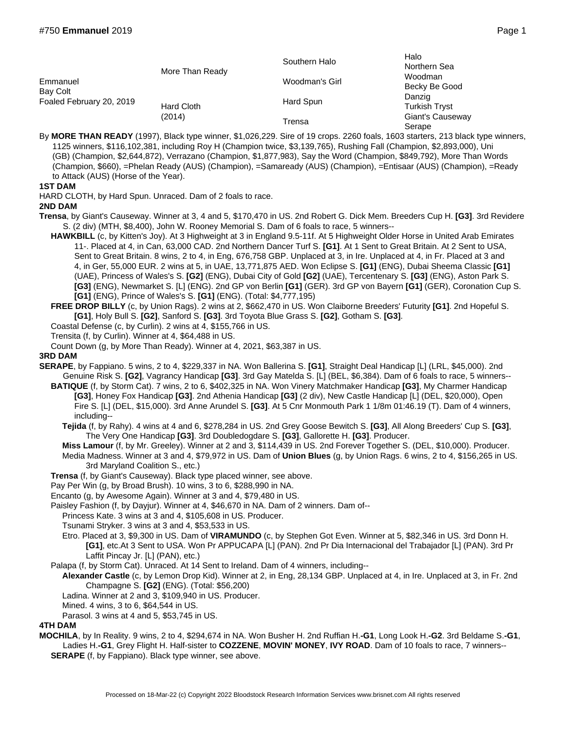# #750 **Emmanuel** 2019

| | | | |
|---|---|---|---|
| Emmanuel<br>Bay Colt<br>Foaled February 20, 2019 | More Than Ready | Southern Halo | Halo<br>Northern Sea |
| | | Woodman's Girl | Woodman<br>Becky Be Good |
| | Hard Cloth<br>(2014) | Hard Spun | Danzig<br>Turkish Tryst |
| | | Trensa | Giant's Causeway<br>Serape |

By **MORE THAN READY** (1997), Black type winner, $1,026,229. Sire of 19 crops. 2260 foals, 1603 starters, 213 black type winners, 1125 winners, $116,102,381, including Roy H (Champion twice, $3,139,765), Rushing Fall (Champion, $2,893,000), Uni (GB) (Champion, $2,644,872), Verrazano (Champion, $1,877,983), Say the Word (Champion, $849,792), More Than Words (Champion, $660), =Phelan Ready (AUS) (Champion), =Samaready (AUS) (Champion), =Entisaar (AUS) (Champion), =Ready to Attack (AUS) (Horse of the Year).

**1ST DAM**

HARD CLOTH, by Hard Spun. Unraced. Dam of 2 foals to race.

**2ND DAM**

**Trensa**, by Giant's Causeway. Winner at 3, 4 and 5, $170,470 in US. 2nd Robert G. Dick Mem. Breeders Cup H. **[G3]**. 3rd Revidere S. (2 div) (MTH, $8,400), John W. Rooney Memorial S. Dam of 6 foals to race, 5 winners--

**HAWKBILL** (c, by Kitten's Joy). At 3 Highweight at 3 in England 9.5-11f. At 5 Highweight Older Horse in United Arab Emirates 11-. Placed at 4, in Can, 63,000 CAD. 2nd Northern Dancer Turf S. **[G1]**. At 1 Sent to Great Britain. At 2 Sent to USA, Sent to Great Britain. 8 wins, 2 to 4, in Eng, 676,758 GBP. Unplaced at 3, in Ire. Unplaced at 4, in Fr. Placed at 3 and 4, in Ger, 55,000 EUR. 2 wins at 5, in UAE, 13,771,875 AED. Won Eclipse S. **[G1]** (ENG), Dubai Sheema Classic **[G1]** (UAE), Princess of Wales's S. **[G2]** (ENG), Dubai City of Gold **[G2]** (UAE), Tercentenary S. **[G3]** (ENG), Aston Park S. **[G3]** (ENG), Newmarket S. [L] (ENG). 2nd GP von Berlin **[G1]** (GER). 3rd GP von Bayern **[G1]** (GER), Coronation Cup S. **[G1]** (ENG), Prince of Wales's S. **[G1]** (ENG). (Total: $4,777,195)

**FREE DROP BILLY** (c, by Union Rags). 2 wins at 2, $662,470 in US. Won Claiborne Breeders' Futurity **[G1]**. 2nd Hopeful S. **[G1]**, Holy Bull S. **[G2]**, Sanford S. **[G3]**. 3rd Toyota Blue Grass S. **[G2]**, Gotham S. **[G3]**.

Coastal Defense (c, by Curlin). 2 wins at 4, $155,766 in US.

Trensita (f, by Curlin). Winner at 4, $64,488 in US.

Count Down (g, by More Than Ready). Winner at 4, 2021, $63,387 in US.

**3RD DAM**

**SERAPE**, by Fappiano. 5 wins, 2 to 4, $229,337 in NA. Won Ballerina S. **[G1]**, Straight Deal Handicap [L] (LRL, $45,000). 2nd Genuine Risk S. **[G2]**, Vagrancy Handicap **[G3]**. 3rd Gay Matelda S. [L] (BEL, $6,384). Dam of 6 foals to race, 5 winners--

**BATIQUE** (f, by Storm Cat). 7 wins, 2 to 6, $402,325 in NA. Won Vinery Matchmaker Handicap **[G3]**, My Charmer Handicap **[G3]**, Honey Fox Handicap **[G3]**. 2nd Athenia Handicap **[G3]** (2 div), New Castle Handicap [L] (DEL, $20,000), Open Fire S. [L] (DEL, $15,000). 3rd Anne Arundel S. **[G3]**. At 5 Cnr Monmouth Park 1 1/8m 01:46.19 (T). Dam of 4 winners, including--

**Tejida** (f, by Rahy). 4 wins at 4 and 6, $278,284 in US. 2nd Grey Goose Bewitch S. **[G3]**, All Along Breeders' Cup S. **[G3]**, The Very One Handicap **[G3]**. 3rd Doubledogdare S. **[G3]**, Gallorette H. **[G3]**. Producer.

**Miss Lamour** (f, by Mr. Greeley). Winner at 2 and 3, $114,439 in US. 2nd Forever Together S. (DEL, $10,000). Producer.

Media Madness. Winner at 3 and 4, $79,972 in US. Dam of **Union Blues** (g, by Union Rags. 6 wins, 2 to 4, $156,265 in US. 3rd Maryland Coalition S., etc.)

**Trensa** (f, by Giant's Causeway). Black type placed winner, see above.

Pay Per Win (g, by Broad Brush). 10 wins, 3 to 6, $288,990 in NA.

Encanto (g, by Awesome Again). Winner at 3 and 4, $79,480 in US.

Paisley Fashion (f, by Dayjur). Winner at 4, $46,670 in NA. Dam of 2 winners. Dam of--

Princess Kate. 3 wins at 3 and 4, $105,608 in US. Producer.

Tsunami Stryker. 3 wins at 3 and 4, $53,533 in US.

Etro. Placed at 3, $9,300 in US. Dam of **VIRAMUNDO** (c, by Stephen Got Even. Winner at 5, $82,346 in US. 3rd Donn H. **[G1]**, etc.At 3 Sent to USA. Won Pr APPUCAPA [L] (PAN). 2nd Pr Dia Internacional del Trabajador [L] (PAN). 3rd Pr Laffit Pincay Jr. [L] (PAN), etc.)

Palapa (f, by Storm Cat). Unraced. At 14 Sent to Ireland. Dam of 4 winners, including--

**Alexander Castle** (c, by Lemon Drop Kid). Winner at 2, in Eng, 28,134 GBP. Unplaced at 4, in Ire. Unplaced at 3, in Fr. 2nd Champagne S. **[G2]** (ENG). (Total: $56,200)

Ladina. Winner at 2 and 3, $109,940 in US. Producer.

Mined. 4 wins, 3 to 6, $64,544 in US.

Parasol. 3 wins at 4 and 5, $53,745 in US.

**4TH DAM**

**MOCHILA**, by In Reality. 9 wins, 2 to 4, $294,674 in NA. Won Busher H. 2nd Ruffian H.**-G1**, Long Look H.**-G2**. 3rd Beldame S.**-G1**, Ladies H.**-G1**, Grey Flight H. Half-sister to **COZZENE**, **MOVIN' MONEY**, **IVY ROAD**. Dam of 10 foals to race, 7 winners--

**SERAPE** (f, by Fappiano). Black type winner, see above.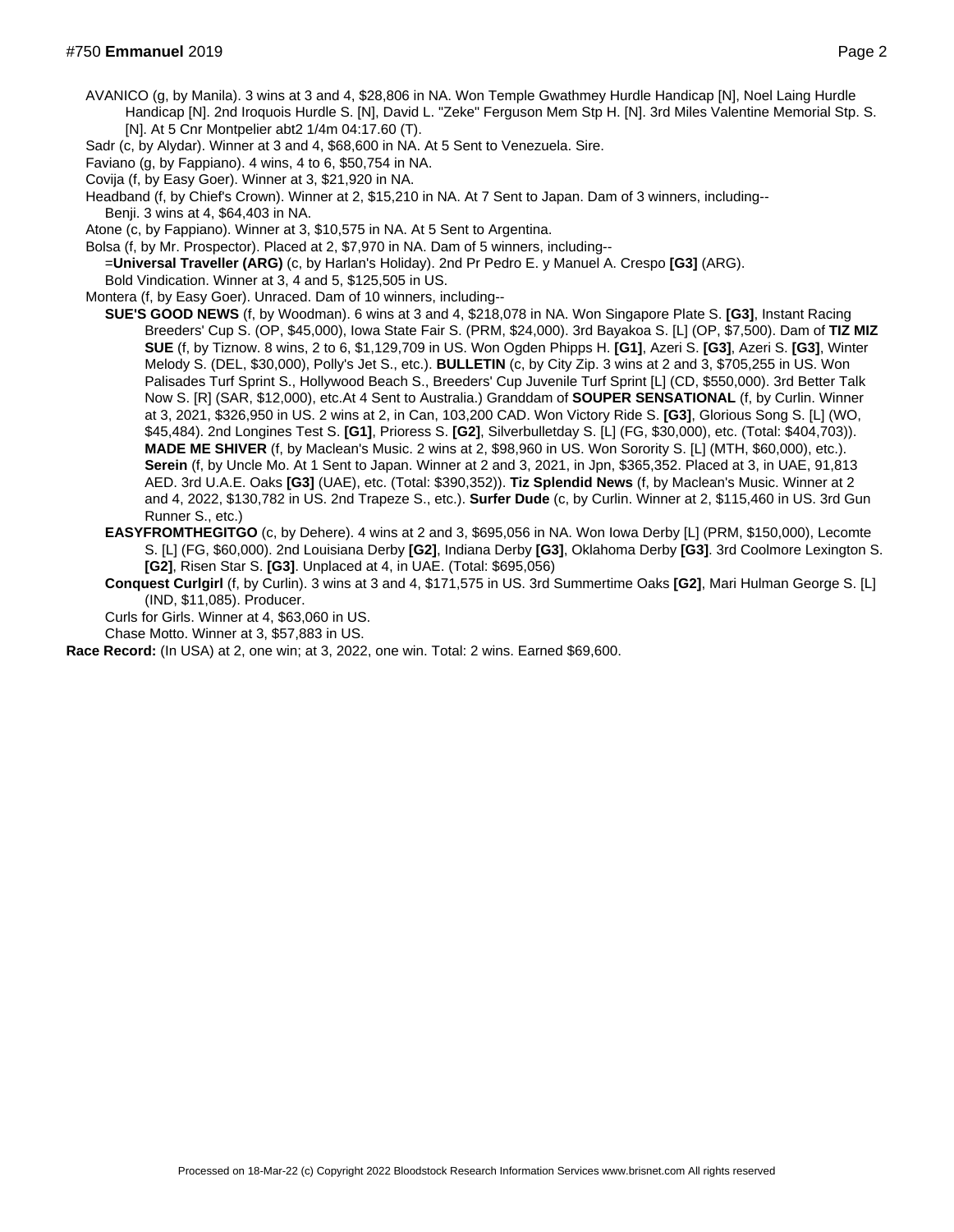AVANICO (g, by Manila). 3 wins at 3 and 4, $28,806 in NA. Won Temple Gwathmey Hurdle Handicap [N], Noel Laing Hurdle Handicap [N]. 2nd Iroquois Hurdle S. [N], David L. "Zeke" Ferguson Mem Stp H. [N]. 3rd Miles Valentine Memorial Stp. S. [N]. At 5 Cnr Montpelier abt2 1/4m 04:17.60 (T).

Sadr (c, by Alydar). Winner at 3 and 4, $68,600 in NA. At 5 Sent to Venezuela. Sire.

Faviano (g, by Fappiano). 4 wins, 4 to 6, $50,754 in NA.

Covija (f, by Easy Goer). Winner at 3, $21,920 in NA.

Headband (f, by Chief's Crown). Winner at 2, $15,210 in NA. At 7 Sent to Japan. Dam of 3 winners, including--

Benji. 3 wins at 4, $64,403 in NA.

Atone (c, by Fappiano). Winner at 3, $10,575 in NA. At 5 Sent to Argentina.

Bolsa (f, by Mr. Prospector). Placed at 2, $7,970 in NA. Dam of 5 winners, including--

=**Universal Traveller (ARG)** (c, by Harlan's Holiday). 2nd Pr Pedro E. y Manuel A. Crespo **[G3]** (ARG).

Bold Vindication. Winner at 3, 4 and 5, $125,505 in US.

Montera (f, by Easy Goer). Unraced. Dam of 10 winners, including--

**SUE'S GOOD NEWS** (f, by Woodman). 6 wins at 3 and 4, $218,078 in NA. Won Singapore Plate S. **[G3]**, Instant Racing Breeders' Cup S. (OP, $45,000), Iowa State Fair S. (PRM, $24,000). 3rd Bayakoa S. [L] (OP, $7,500). Dam of **TIZ MIZ SUE** (f, by Tiznow. 8 wins, 2 to 6, $1,129,709 in US. Won Ogden Phipps H. **[G1]**, Azeri S. **[G3]**, Azeri S. **[G3]**, Winter Melody S. (DEL, $30,000), Polly's Jet S., etc.). **BULLETIN** (c, by City Zip. 3 wins at 2 and 3, $705,255 in US. Won Palisades Turf Sprint S., Hollywood Beach S., Breeders' Cup Juvenile Turf Sprint [L] (CD, $550,000). 3rd Better Talk Now S. [R] (SAR, $12,000), etc.At 4 Sent to Australia.) Granddam of **SOUPER SENSATIONAL** (f, by Curlin. Winner at 3, 2021, $326,950 in US. 2 wins at 2, in Can, 103,200 CAD. Won Victory Ride S. **[G3]**, Glorious Song S. [L] (WO, $45,484). 2nd Longines Test S. **[G1]**, Prioress S. **[G2]**, Silverbulletday S. [L] (FG, $30,000), etc. (Total: $404,703)). **MADE ME SHIVER** (f, by Maclean's Music. 2 wins at 2, $98,960 in US. Won Sorority S. [L] (MTH, $60,000), etc.). **Serein** (f, by Uncle Mo. At 1 Sent to Japan. Winner at 2 and 3, 2021, in Jpn, $365,352. Placed at 3, in UAE, 91,813 AED. 3rd U.A.E. Oaks **[G3]** (UAE), etc. (Total: $390,352)). **Tiz Splendid News** (f, by Maclean's Music. Winner at 2 and 4, 2022, $130,782 in US. 2nd Trapeze S., etc.). **Surfer Dude** (c, by Curlin. Winner at 2, $115,460 in US. 3rd Gun Runner S., etc.)

**EASYFROMTHEGITGO** (c, by Dehere). 4 wins at 2 and 3, $695,056 in NA. Won Iowa Derby [L] (PRM, $150,000), Lecomte S. [L] (FG, $60,000). 2nd Louisiana Derby **[G2]**, Indiana Derby **[G3]**, Oklahoma Derby **[G3]**. 3rd Coolmore Lexington S. **[G2]**, Risen Star S. **[G3]**. Unplaced at 4, in UAE. (Total: $695,056)

**Conquest Curlgirl** (f, by Curlin). 3 wins at 3 and 4, $171,575 in US. 3rd Summertime Oaks **[G2]**, Mari Hulman George S. [L] (IND, $11,085). Producer.

Curls for Girls. Winner at 4, $63,060 in US.

Chase Motto. Winner at 3, $57,883 in US.

**Race Record:** (In USA) at 2, one win; at 3, 2022, one win. Total: 2 wins. Earned $69,600.